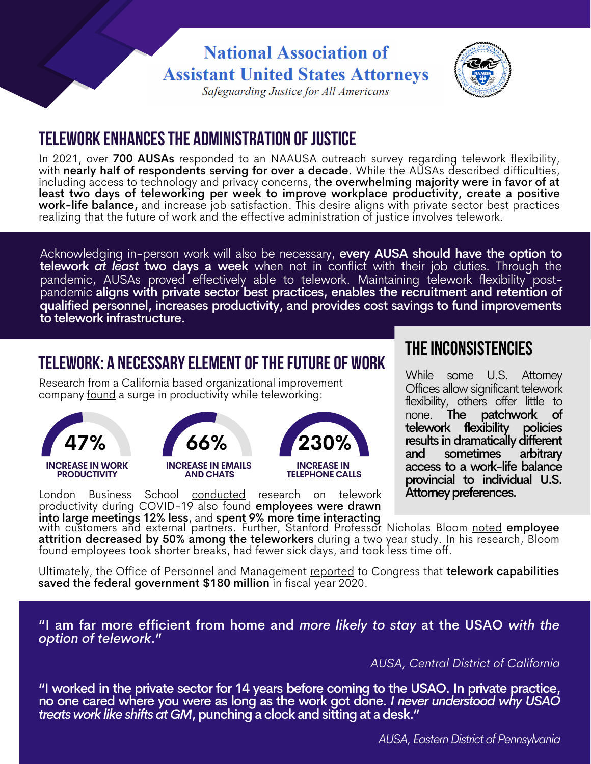**National Association of Assistant United States Attorneys**

*Safeguarding Justice for All Americans*

# TELEWORK ENHANCES THE ADMINISTRATION OF JUSTICE

In 2021, over **700 AUSAs** responded to an NAAUSA outreach survey regarding telework flexibility, with **nearly half of respondents serving for over a decade**. While the AUSAs described difficulties, including access to technology and privacy concerns, **the overwhelming majority were in favor of at least two days of teleworking per week to improve workplace productivity, create a positive work-life balance,** and increase job satisfaction. This desire aligns with private sector best practices realizing that the future of work and the effective administration of justice involves telework.

Acknowledging in-person work will also be necessary, **every AUSA should have the option to telework *at least* two days a week** when not in conflict with their job duties. Through the pandemic, AUSAs proved effectively able to telework. Maintaining telework flexibility post-pandemic **aligns with private sector best practices, enables the recruitment and retention of qualified personnel, increases productivity, and provides cost savings to fund improvements to telework infrastructure.**

## TELEWORK: A NECESSARY ELEMENT OF THE FUTURE OF WORK

Research from a California based organizational improvement company found a surge in productivity while teleworking:

- **47%** — INCREASE IN WORK PRODUCTIVITY
- **66%** — INCREASE IN EMAILS AND CHATS
- **230%** — INCREASE IN TELEPHONE CALLS

London Business School conducted research on telework productivity during COVID-19 also found **employees were drawn into large meetings 12% less**, and **spent 9% more time interacting** with customers and external partners. Further, Stanford Professor Nicholas Bloom noted **employee attrition decreased by 50% among the teleworkers** during a two year study. In his research, Bloom found employees took shorter breaks, had fewer sick days, and took less time off.

Ultimately, the Office of Personnel and Management reported to Congress that **telework capabilities saved the federal government $180 million** in fiscal year 2020.

## THE INCONSISTENCIES

While some U.S. Attorney Offices allow significant telework flexibility, others offer little to none. **The patchwork of telework flexibility policies results in dramatically different and sometimes arbitrary access to a work-life balance provincial to individual U.S. Attorney preferences.**

**"I am far more efficient from home and *more likely to stay* at the USAO *with the option of telework*."**

*AUSA, Central District of California*

**"I worked in the private sector for 14 years before coming to the USAO. In private practice, no one cared where you were as long as the work got done. *I never understood why USAO treats work like shifts at GM*, punching a clock and sitting at a desk."**

*AUSA, Eastern District of Pennsylvania*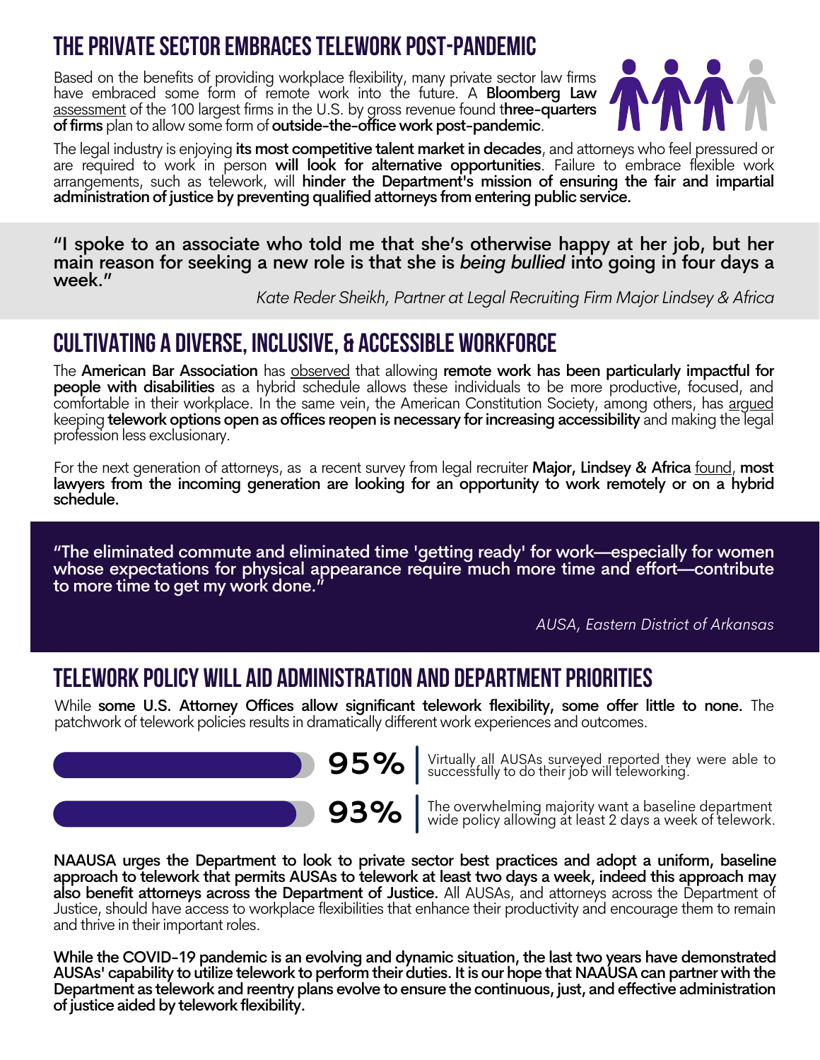## THE PRIVATE SECTOR EMBRACES TELEWORK POST-PANDEMIC

Based on the benefits of providing workplace flexibility, many private sector law firms have embraced some form of remote work into the future. A **Bloomberg Law** assessment of the 100 largest firms in the U.S. by gross revenue found t**hree-quarters of firms** plan to allow some form of **outside-the-office work post-pandemic**.

The legal industry is enjoying **its most competitive talent market in decades**, and attorneys who feel pressured or are required to work in person **will look for alternative opportunities**. Failure to embrace flexible work arrangements, such as telework, will **hinder the Department's mission of ensuring the fair and impartial administration of justice by preventing qualified attorneys from entering public service.**

> **"I spoke to an associate who told me that she's otherwise happy at her job, but her main reason for seeking a new role is that she is *being bullied* into going in four days a week."**
>
> *Kate Reder Sheikh, Partner at Legal Recruiting Firm Major Lindsey & Africa*

## CULTIVATING A DIVERSE, INCLUSIVE, & ACCESSIBLE WORKFORCE

The **American Bar Association** has observed that allowing **remote work has been particularly impactful for people with disabilities** as a hybrid schedule allows these individuals to be more productive, focused, and comfortable in their workplace. In the same vein, the American Constitution Society, among others, has argued keeping **telework options open as offices reopen is necessary for increasing accessibility** and making the legal profession less exclusionary.

For the next generation of attorneys, as a recent survey from legal recruiter **Major, Lindsey & Africa** found, **most lawyers from the incoming generation are looking for an opportunity to work remotely or on a hybrid schedule.**

> **"The eliminated commute and eliminated time 'getting ready' for work—especially for women whose expectations for physical appearance require much more time and effort—contribute to more time to get my work done."**
>
> *AUSA, Eastern District of Arkansas*

## TELEWORK POLICY WILL AID ADMINISTRATION AND DEPARTMENT PRIORITIES

While **some U.S. Attorney Offices allow significant telework flexibility, some offer little to none.** The patchwork of telework policies results in dramatically different work experiences and outcomes.

**95%** | Virtually all AUSAs surveyed reported they were able to successfully to do their job will teleworking.

**93%** | The overwhelming majority want a baseline department wide policy allowing at least 2 days a week of telework.

**NAAUSA urges the Department to look to private sector best practices and adopt a uniform, baseline approach to telework that permits AUSAs to telework at least two days a week, indeed this approach may also benefit attorneys across the Department of Justice.** All AUSAs, and attorneys across the Department of Justice, should have access to workplace flexibilities that enhance their productivity and encourage them to remain and thrive in their important roles.

**While the COVID-19 pandemic is an evolving and dynamic situation, the last two years have demonstrated AUSAs' capability to utilize telework to perform their duties. It is our hope that NAAUSA can partner with the Department as telework and reentry plans evolve to ensure the continuous, just, and effective administration of justice aided by telework flexibility.**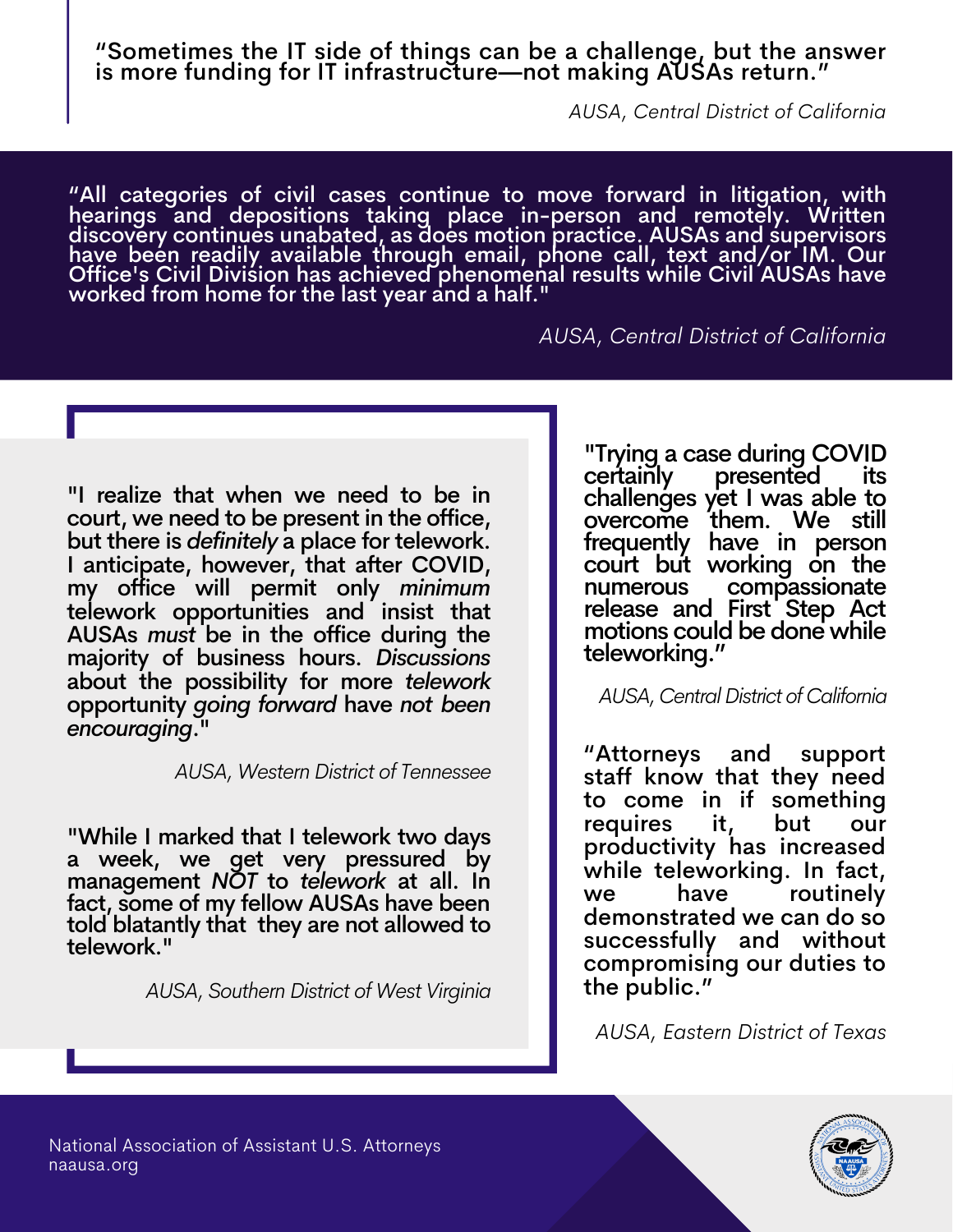"Sometimes the IT side of things can be a challenge, but the answer is more funding for IT infrastructure—not making AUSAs return."

*AUSA, Central District of California*

"All categories of civil cases continue to move forward in litigation, with hearings and depositions taking place in-person and remotely. Written discovery continues unabated, as does motion practice. AUSAs and supervisors have been readily available through email, phone call, text and/or IM. Our Office's Civil Division has achieved phenomenal results while Civil AUSAs have worked from home for the last year and a half."

*AUSA, Central District of California*

"I realize that when we need to be in court, we need to be present in the office, but there is *definitely* a place for telework. I anticipate, however, that after COVID, my office will permit only *minimum* telework opportunities and insist that AUSAs *must* be in the office during the majority of business hours. *Discussions* about the possibility for more *telework* opportunity *going forward* have *not been encouraging*."

*AUSA, Western District of Tennessee*

"While I marked that I telework two days a week, we get very pressured by management *NOT* to *telework* at all. In fact, some of my fellow AUSAs have been told blatantly that they are not allowed to telework."

*AUSA, Southern District of West Virginia*

"Trying a case during COVID certainly presented its challenges yet I was able to overcome them. We still frequently have in person court but working on the numerous compassionate release and First Step Act motions could be done while teleworking."

*AUSA, Central District of California*

"Attorneys and support staff know that they need to come in if something requires it, but our productivity has increased while teleworking. In fact, we have routinely demonstrated we can do so successfully and without compromising our duties to the public."

*AUSA, Eastern District of Texas*

National Association of Assistant U.S. Attorneys
naausa.org